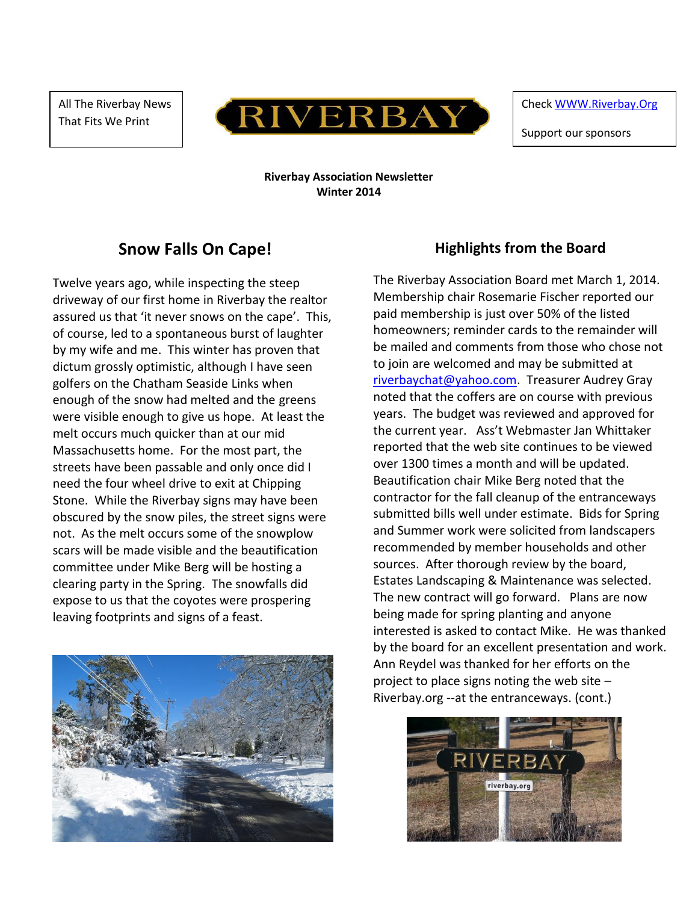All The Riverbay News That Fits We Print

# RIVERBAY

Check WWW.Riverbay.Org

Support our sponsors

**Riverbay Association Newsletter**
**Winter 2014**

## Snow Falls On Cape!

Twelve years ago, while inspecting the steep driveway of our first home in Riverbay the realtor assured us that 'it never snows on the cape'. This, of course, led to a spontaneous burst of laughter by my wife and me. This winter has proven that dictum grossly optimistic, although I have seen golfers on the Chatham Seaside Links when enough of the snow had melted and the greens were visible enough to give us hope. At least the melt occurs much quicker than at our mid Massachusetts home. For the most part, the streets have been passable and only once did I need the four wheel drive to exit at Chipping Stone. While the Riverbay signs may have been obscured by the snow piles, the street signs were not. As the melt occurs some of the snowplow scars will be made visible and the beautification committee under Mike Berg will be hosting a clearing party in the Spring. The snowfalls did expose to us that the coyotes were prospering leaving footprints and signs of a feast.

## Highlights from the Board

The Riverbay Association Board met March 1, 2014. Membership chair Rosemarie Fischer reported our paid membership is just over 50% of the listed homeowners; reminder cards to the remainder will be mailed and comments from those who chose not to join are welcomed and may be submitted at riverbaychat@yahoo.com. Treasurer Audrey Gray noted that the coffers are on course with previous years. The budget was reviewed and approved for the current year. Ass't Webmaster Jan Whittaker reported that the web site continues to be viewed over 1300 times a month and will be updated. Beautification chair Mike Berg noted that the contractor for the fall cleanup of the entranceways submitted bills well under estimate. Bids for Spring and Summer work were solicited from landscapers recommended by member households and other sources. After thorough review by the board, Estates Landscaping & Maintenance was selected. The new contract will go forward. Plans are now being made for spring planting and anyone interested is asked to contact Mike. He was thanked by the board for an excellent presentation and work. Ann Reydel was thanked for her efforts on the project to place signs noting the web site – Riverbay.org --at the entranceways. (cont.)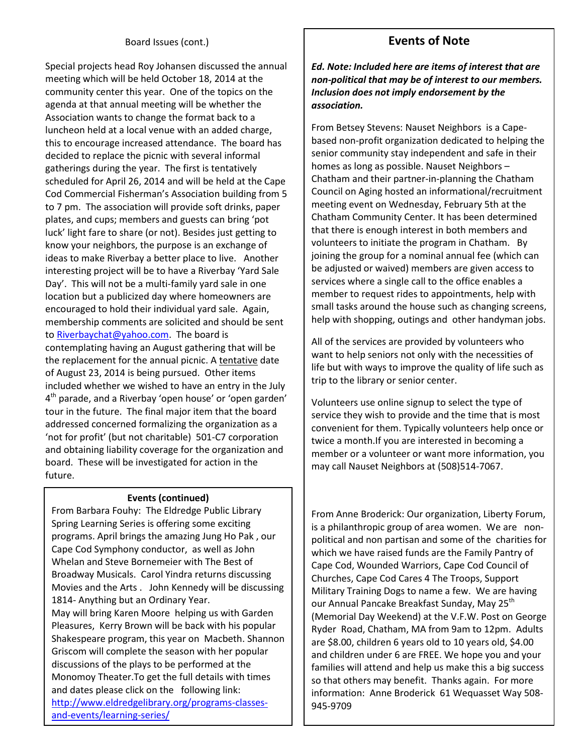## Board Issues (cont.)

Special projects head Roy Johansen discussed the annual meeting which will be held October 18, 2014 at the community center this year. One of the topics on the agenda at that annual meeting will be whether the Association wants to change the format back to a luncheon held at a local venue with an added charge, this to encourage increased attendance. The board has decided to replace the picnic with several informal gatherings during the year. The first is tentatively scheduled for April 26, 2014 and will be held at the Cape Cod Commercial Fisherman's Association building from 5 to 7 pm. The association will provide soft drinks, paper plates, and cups; members and guests can bring 'pot luck' light fare to share (or not). Besides just getting to know your neighbors, the purpose is an exchange of ideas to make Riverbay a better place to live. Another interesting project will be to have a Riverbay 'Yard Sale Day'. This will not be a multi-family yard sale in one location but a publicized day where homeowners are encouraged to hold their individual yard sale. Again, membership comments are solicited and should be sent to Riverbaychat@yahoo.com. The board is contemplating having an August gathering that will be the replacement for the annual picnic. A tentative date of August 23, 2014 is being pursued. Other items included whether we wished to have an entry in the July 4th parade, and a Riverbay 'open house' or 'open garden' tour in the future. The final major item that the board addressed concerned formalizing the organization as a 'not for profit' (but not charitable) 501-C7 corporation and obtaining liability coverage for the organization and board. These will be investigated for action in the future.

### Events (continued)

From Barbara Fouhy: The Eldredge Public Library Spring Learning Series is offering some exciting programs. April brings the amazing Jung Ho Pak , our Cape Cod Symphony conductor, as well as John Whelan and Steve Bornemeier with The Best of Broadway Musicals. Carol Yindra returns discussing Movies and the Arts . John Kennedy will be discussing 1814- Anything but an Ordinary Year.

May will bring Karen Moore helping us with Garden Pleasures, Kerry Brown will be back with his popular Shakespeare program, this year on Macbeth. Shannon Griscom will complete the season with her popular discussions of the plays to be performed at the Monomoy Theater.To get the full details with times and dates please click on the following link: http://www.eldredgelibrary.org/programs-classes-and-events/learning-series/

## Events of Note

***Ed. Note: Included here are items of interest that are non-political that may be of interest to our members. Inclusion does not imply endorsement by the association.***

From Betsey Stevens: Nauset Neighbors is a Cape-based non-profit organization dedicated to helping the senior community stay independent and safe in their homes as long as possible. Nauset Neighbors – Chatham and their partner-in-planning the Chatham Council on Aging hosted an informational/recruitment meeting event on Wednesday, February 5th at the Chatham Community Center. It has been determined that there is enough interest in both members and volunteers to initiate the program in Chatham. By joining the group for a nominal annual fee (which can be adjusted or waived) members are given access to services where a single call to the office enables a member to request rides to appointments, help with small tasks around the house such as changing screens, help with shopping, outings and other handyman jobs.

All of the services are provided by volunteers who want to help seniors not only with the necessities of life but with ways to improve the quality of life such as trip to the library or senior center.

Volunteers use online signup to select the type of service they wish to provide and the time that is most convenient for them. Typically volunteers help once or twice a month.If you are interested in becoming a member or a volunteer or want more information, you may call Nauset Neighbors at (508)514-7067.

From Anne Broderick: Our organization, Liberty Forum, is a philanthropic group of area women. We are non-political and non partisan and some of the charities for which we have raised funds are the Family Pantry of Cape Cod, Wounded Warriors, Cape Cod Council of Churches, Cape Cod Cares 4 The Troops, Support Military Training Dogs to name a few. We are having our Annual Pancake Breakfast Sunday, May 25th (Memorial Day Weekend) at the V.F.W. Post on George Ryder Road, Chatham, MA from 9am to 12pm. Adults are $8.00, children 6 years old to 10 years old, $4.00 and children under 6 are FREE. We hope you and your families will attend and help us make this a big success so that others may benefit. Thanks again. For more information: Anne Broderick 61 Wequasset Way 508-945-9709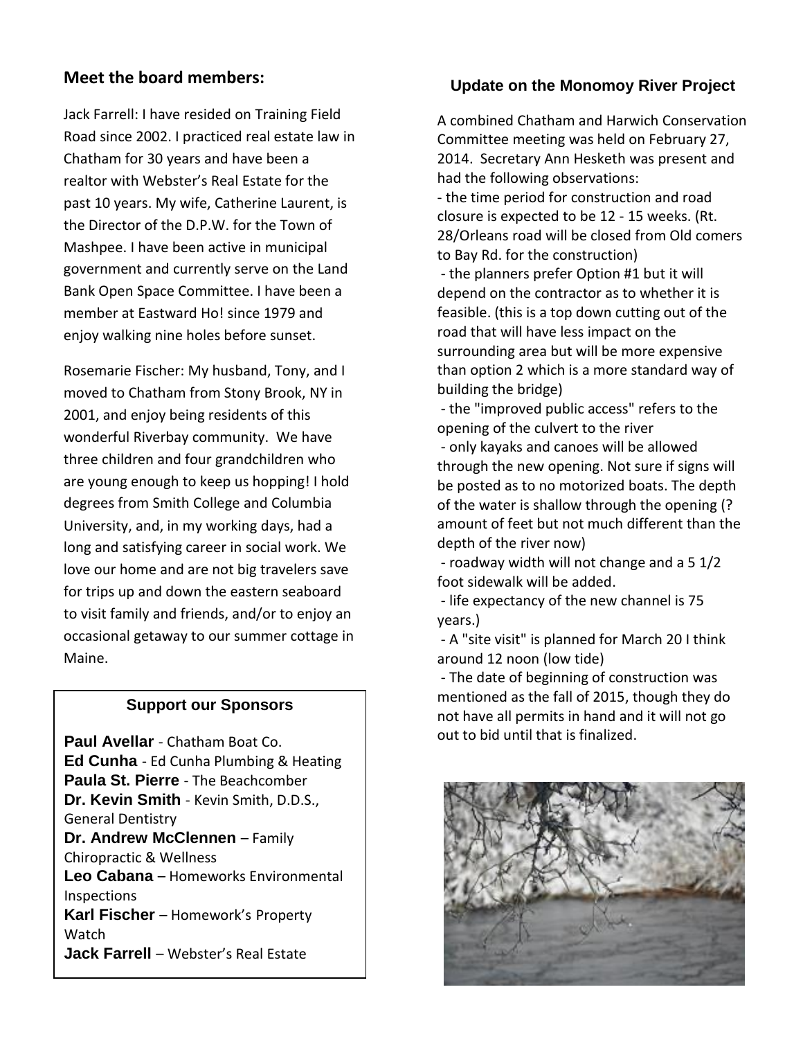## Meet the board members:

Jack Farrell: I have resided on Training Field Road since 2002. I practiced real estate law in Chatham for 30 years and have been a realtor with Webster's Real Estate for the past 10 years. My wife, Catherine Laurent, is the Director of the D.P.W. for the Town of Mashpee. I have been active in municipal government and currently serve on the Land Bank Open Space Committee. I have been a member at Eastward Ho! since 1979 and enjoy walking nine holes before sunset.

Rosemarie Fischer: My husband, Tony, and I moved to Chatham from Stony Brook, NY in 2001, and enjoy being residents of this wonderful Riverbay community. We have three children and four grandchildren who are young enough to keep us hopping! I hold degrees from Smith College and Columbia University, and, in my working days, had a long and satisfying career in social work. We love our home and are not big travelers save for trips up and down the eastern seaboard to visit family and friends, and/or to enjoy an occasional getaway to our summer cottage in Maine.

### Support our Sponsors

**Paul Avellar** - Chatham Boat Co.
**Ed Cunha** - Ed Cunha Plumbing & Heating
**Paula St. Pierre** - The Beachcomber
**Dr. Kevin Smith** - Kevin Smith, D.D.S., General Dentistry
**Dr. Andrew McClennen** – Family Chiropractic & Wellness
**Leo Cabana** – Homeworks Environmental Inspections
**Karl Fischer** – Homework's Property Watch
**Jack Farrell** – Webster's Real Estate

## Update on the Monomoy River Project

A combined Chatham and Harwich Conservation Committee meeting was held on February 27, 2014. Secretary Ann Hesketh was present and had the following observations:

- the time period for construction and road closure is expected to be 12 - 15 weeks. (Rt. 28/Orleans road will be closed from Old comers to Bay Rd. for the construction)
- the planners prefer Option #1 but it will depend on the contractor as to whether it is feasible. (this is a top down cutting out of the road that will have less impact on the surrounding area but will be more expensive than option 2 which is a more standard way of building the bridge)
- the "improved public access" refers to the opening of the culvert to the river
- only kayaks and canoes will be allowed through the new opening. Not sure if signs will be posted as to no motorized boats. The depth of the water is shallow through the opening (? amount of feet but not much different than the depth of the river now)
- roadway width will not change and a 5 1/2 foot sidewalk will be added.
- life expectancy of the new channel is 75 years.)
- A "site visit" is planned for March 20 I think around 12 noon (low tide)
- The date of beginning of construction was mentioned as the fall of 2015, though they do not have all permits in hand and it will not go out to bid until that is finalized.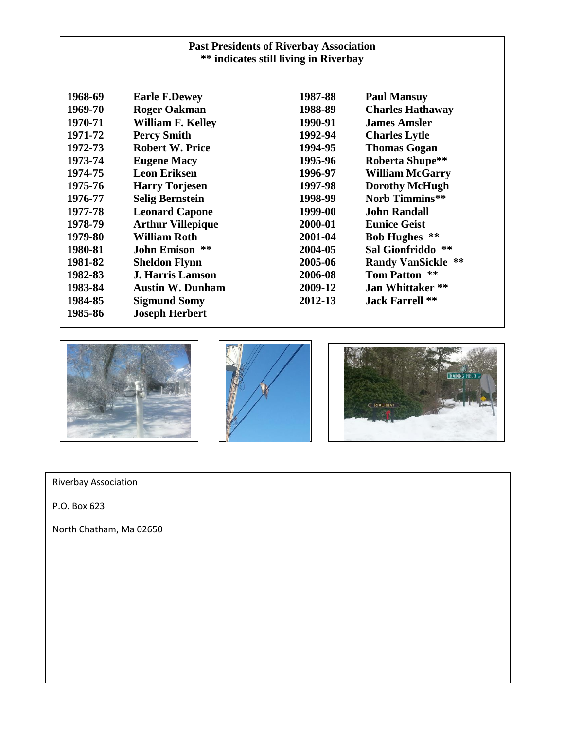**Past Presidents of Riverbay Association**
**\*\* indicates still living in Riverbay**

| | | | |
|---|---|---|---|
| **1968-69** | **Earle F.Dewey** | **1987-88** | **Paul Mansuy** |
| **1969-70** | **Roger Oakman** | **1988-89** | **Charles Hathaway** |
| **1970-71** | **William F. Kelley** | **1990-91** | **James Amsler** |
| **1971-72** | **Percy Smith** | **1992-94** | **Charles Lytle** |
| **1972-73** | **Robert W. Price** | **1994-95** | **Thomas Gogan** |
| **1973-74** | **Eugene Macy** | **1995-96** | **Roberta Shupe\*\*** |
| **1974-75** | **Leon Eriksen** | **1996-97** | **William McGarry** |
| **1975-76** | **Harry Torjesen** | **1997-98** | **Dorothy McHugh** |
| **1976-77** | **Selig Bernstein** | **1998-99** | **Norb Timmins\*\*** |
| **1977-78** | **Leonard Capone** | **1999-00** | **John Randall** |
| **1978-79** | **Arthur Villepique** | **2000-01** | **Eunice Geist** |
| **1979-80** | **William Roth** | **2001-04** | **Bob Hughes \*\*** |
| **1980-81** | **John Emison \*\*** | **2004-05** | **Sal Gionfriddo \*\*** |
| **1981-82** | **Sheldon Flynn** | **2005-06** | **Randy VanSickle \*\*** |
| **1982-83** | **J. Harris Lamson** | **2006-08** | **Tom Patton \*\*** |
| **1983-84** | **Austin W. Dunham** | **2009-12** | **Jan Whittaker \*\*** |
| **1984-85** | **Sigmund Somy** | **2012-13** | **Jack Farrell \*\*** |
| **1985-86** | **Joseph Herbert** | | |

Riverbay Association

P.O. Box 623

North Chatham, Ma 02650